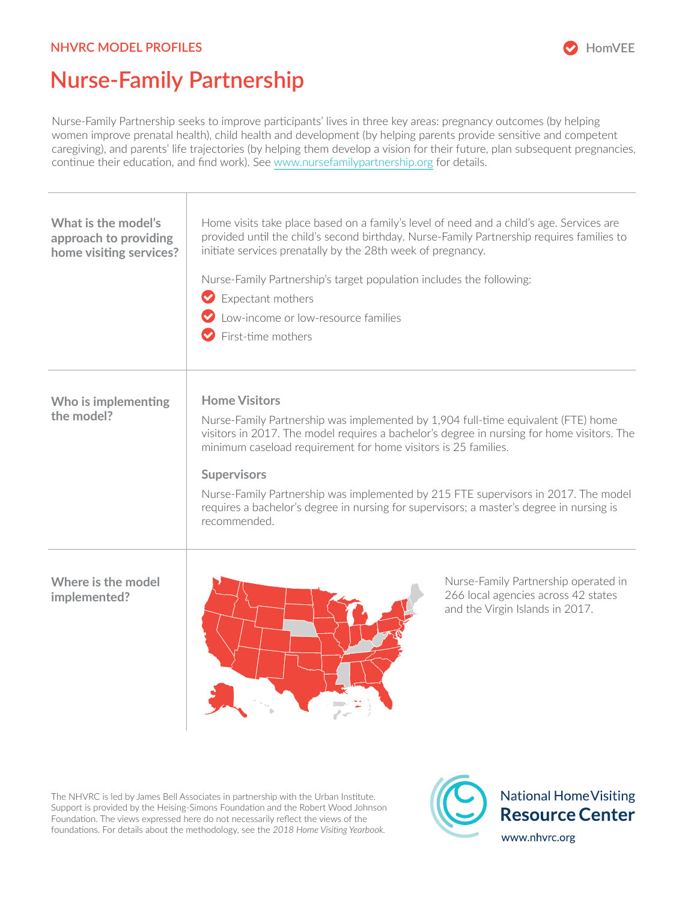NHVRC MODEL PROFILES

HomVEE

# Nurse-Family Partnership

Nurse-Family Partnership seeks to improve participants' lives in three key areas: pregnancy outcomes (by helping women improve prenatal health), child health and development (by helping parents provide sensitive and competent caregiving), and parents' life trajectories (by helping them develop a vision for their future, plan subsequent pregnancies, continue their education, and find work). See www.nursefamilypartnership.org for details.

## What is the model's approach to providing home visiting services?

Home visits take place based on a family's level of need and a child's age. Services are provided until the child's second birthday. Nurse-Family Partnership requires families to initiate services prenatally by the 28th week of pregnancy.

Nurse-Family Partnership's target population includes the following:

- Expectant mothers
- Low-income or low-resource families
- First-time mothers

## Who is implementing the model?

### Home Visitors

Nurse-Family Partnership was implemented by 1,904 full-time equivalent (FTE) home visitors in 2017. The model requires a bachelor's degree in nursing for home visitors. The minimum caseload requirement for home visitors is 25 families.

### Supervisors

Nurse-Family Partnership was implemented by 215 FTE supervisors in 2017. The model requires a bachelor's degree in nursing for supervisors; a master's degree in nursing is recommended.

## Where is the model implemented?

Nurse-Family Partnership operated in 266 local agencies across 42 states and the Virgin Islands in 2017.

The NHVRC is led by James Bell Associates in partnership with the Urban Institute. Support is provided by the Heising-Simons Foundation and the Robert Wood Johnson Foundation. The views expressed here do not necessarily reflect the views of the foundations. For details about the methodology, see the *2018 Home Visiting Yearbook*.

National Home Visiting Resource Center

www.nhvrc.org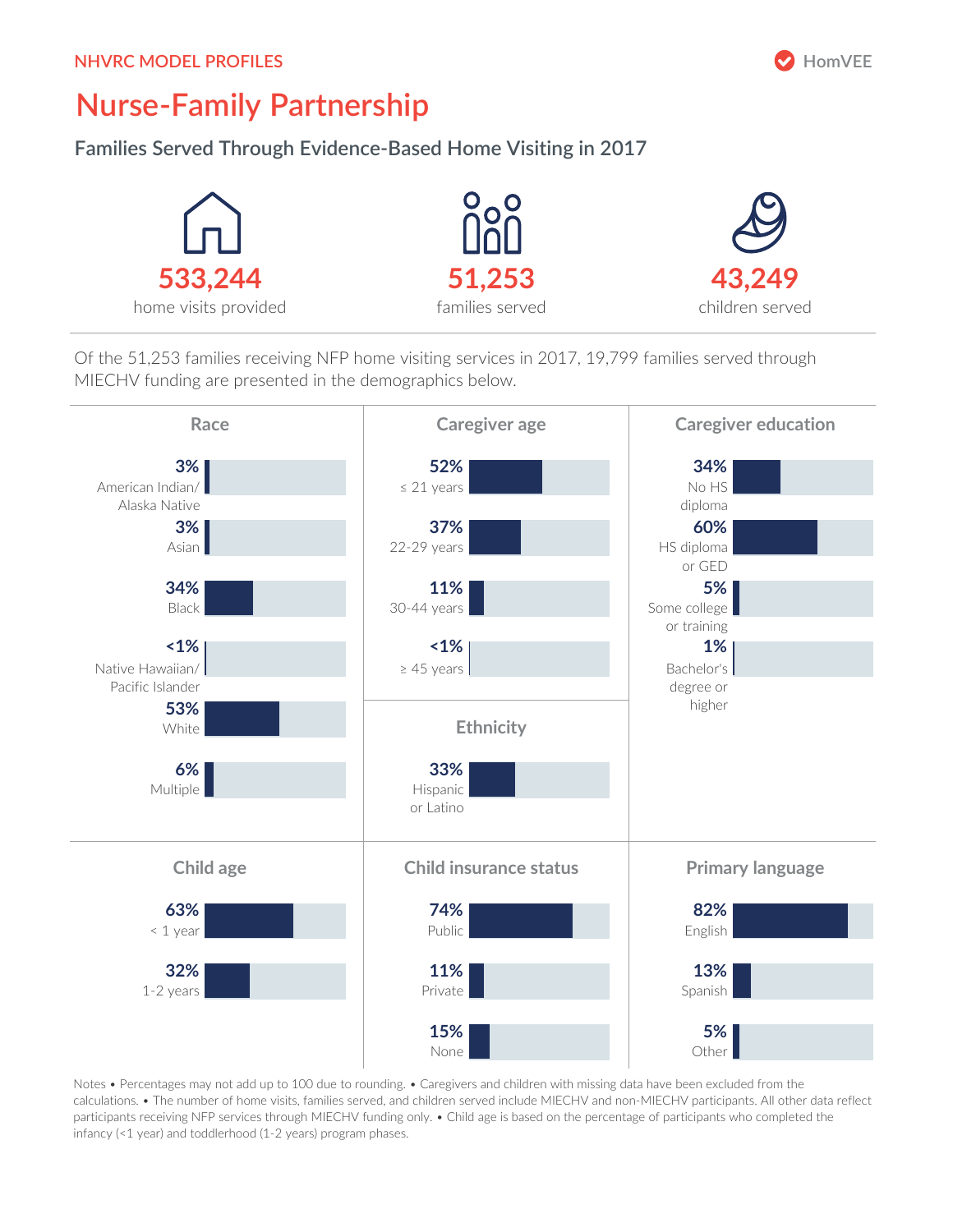NHVRC MODEL PROFILES

HomVEE

# Nurse-Family Partnership

## Families Served Through Evidence-Based Home Visiting in 2017

**533,244**
home visits provided

**51,253**
families served

**43,249**
children served

Of the 51,253 families receiving NFP home visiting services in 2017, 19,799 families served through MIECHV funding are presented in the demographics below.

### Race

3%
American Indian/ Alaska Native

3%
Asian

34%
Black

<1%
Native Hawaiian/ Pacific Islander

53%
White

6%
Multiple

### Caregiver age

52%
≤ 21 years

37%
22-29 years

11%
30-44 years

<1%
≥ 45 years

### Caregiver education

34%
No HS diploma

60%
HS diploma or GED

5%
Some college or training

1%
Bachelor's degree or higher

### Ethnicity

33%
Hispanic or Latino

### Child age

63%
< 1 year

32%
1-2 years

### Child insurance status

74%
Public

11%
Private

15%
None

### Primary language

82%
English

13%
Spanish

5%
Other

Notes • Percentages may not add up to 100 due to rounding. • Caregivers and children with missing data have been excluded from the calculations. • The number of home visits, families served, and children served include MIECHV and non-MIECHV participants. All other data reflect participants receiving NFP services through MIECHV funding only. • Child age is based on the percentage of participants who completed the infancy (<1 year) and toddlerhood (1-2 years) program phases.